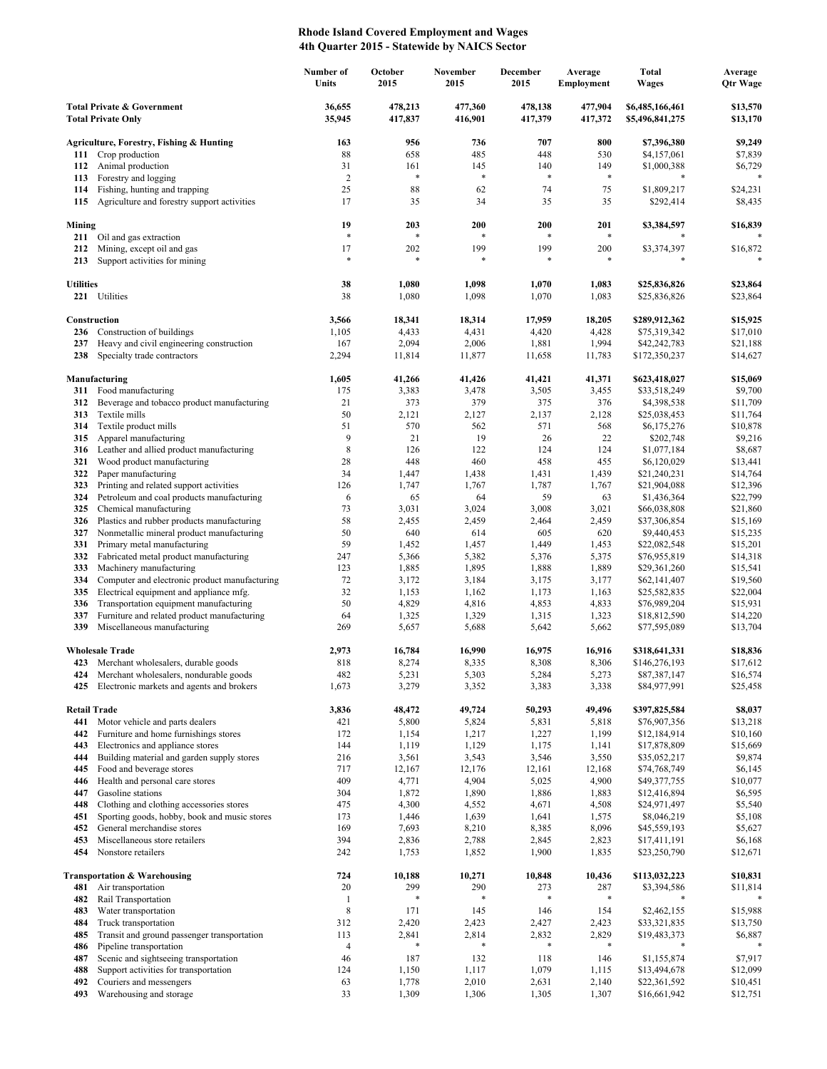**Rhode Island Covered Employment and Wages**
**4th Quarter 2015 - Statewide by NAICS Sector**

| | Number of Units | October 2015 | November 2015 | December 2015 | Average Employment | Total Wages | Average Qtr Wage |
|---|---|---|---|---|---|---|---|
| **Total Private & Government** | **36,655** | **478,213** | **477,360** | **478,138** | **477,904** | **$6,485,166,461** | **$13,570** |
| **Total Private Only** | **35,945** | **417,837** | **416,901** | **417,379** | **417,372** | **$5,496,841,275** | **$13,170** |
| **Agriculture, Forestry, Fishing & Hunting** | **163** | **956** | **736** | **707** | **800** | **$7,396,380** | **$9,249** |
| **111** Crop production | 88 | 658 | 485 | 448 | 530 | $4,157,061 | $7,839 |
| **112** Animal production | 31 | 161 | 145 | 140 | 149 | $1,000,388 | $6,729 |
| **113** Forestry and logging | 2 | * | * | * | * | * | * |
| **114** Fishing, hunting and trapping | 25 | 88 | 62 | 74 | 75 | $1,809,217 | $24,231 |
| **115** Agriculture and forestry support activities | 17 | 35 | 34 | 35 | 35 | $292,414 | $8,435 |
| **Mining** | **19** | **203** | **200** | **200** | **201** | **$3,384,597** | **$16,839** |
| **211** Oil and gas extraction | * | * | * | * | * | * | * |
| **212** Mining, except oil and gas | 17 | 202 | 199 | 199 | 200 | $3,374,397 | $16,872 |
| **213** Support activities for mining | * | * | * | * | * | * | * |
| **Utilities** | **38** | **1,080** | **1,098** | **1,070** | **1,083** | **$25,836,826** | **$23,864** |
| **221** Utilities | 38 | 1,080 | 1,098 | 1,070 | 1,083 | $25,836,826 | $23,864 |
| **Construction** | **3,566** | **18,341** | **18,314** | **17,959** | **18,205** | **$289,912,362** | **$15,925** |
| **236** Construction of buildings | 1,105 | 4,433 | 4,431 | 4,420 | 4,428 | $75,319,342 | $17,010 |
| **237** Heavy and civil engineering construction | 167 | 2,094 | 2,006 | 1,881 | 1,994 | $42,242,783 | $21,188 |
| **238** Specialty trade contractors | 2,294 | 11,814 | 11,877 | 11,658 | 11,783 | $172,350,237 | $14,627 |
| **Manufacturing** | **1,605** | **41,266** | **41,426** | **41,421** | **41,371** | **$623,418,027** | **$15,069** |
| **311** Food manufacturing | 175 | 3,383 | 3,478 | 3,505 | 3,455 | $33,518,249 | $9,700 |
| **312** Beverage and tobacco product manufacturing | 21 | 373 | 379 | 375 | 376 | $4,398,538 | $11,709 |
| **313** Textile mills | 50 | 2,121 | 2,127 | 2,137 | 2,128 | $25,038,453 | $11,764 |
| **314** Textile product mills | 51 | 570 | 562 | 571 | 568 | $6,175,276 | $10,878 |
| **315** Apparel manufacturing | 9 | 21 | 19 | 26 | 22 | $202,748 | $9,216 |
| **316** Leather and allied product manufacturing | 8 | 126 | 122 | 124 | 124 | $1,077,184 | $8,687 |
| **321** Wood product manufacturing | 28 | 448 | 460 | 458 | 455 | $6,120,029 | $13,441 |
| **322** Paper manufacturing | 34 | 1,447 | 1,438 | 1,431 | 1,439 | $21,240,231 | $14,764 |
| **323** Printing and related support activities | 126 | 1,747 | 1,767 | 1,787 | 1,767 | $21,904,088 | $12,396 |
| **324** Petroleum and coal products manufacturing | 6 | 65 | 64 | 59 | 63 | $1,436,364 | $22,799 |
| **325** Chemical manufacturing | 73 | 3,031 | 3,024 | 3,008 | 3,021 | $66,038,808 | $21,860 |
| **326** Plastics and rubber products manufacturing | 58 | 2,455 | 2,459 | 2,464 | 2,459 | $37,306,854 | $15,169 |
| **327** Nonmetallic mineral product manufacturing | 50 | 640 | 614 | 605 | 620 | $9,440,453 | $15,235 |
| **331** Primary metal manufacturing | 59 | 1,452 | 1,457 | 1,449 | 1,453 | $22,082,548 | $15,201 |
| **332** Fabricated metal product manufacturing | 247 | 5,366 | 5,382 | 5,376 | 5,375 | $76,955,819 | $14,318 |
| **333** Machinery manufacturing | 123 | 1,885 | 1,895 | 1,888 | 1,889 | $29,361,260 | $15,541 |
| **334** Computer and electronic product manufacturing | 72 | 3,172 | 3,184 | 3,175 | 3,177 | $62,141,407 | $19,560 |
| **335** Electrical equipment and appliance mfg. | 32 | 1,153 | 1,162 | 1,173 | 1,163 | $25,582,835 | $22,004 |
| **336** Transportation equipment manufacturing | 50 | 4,829 | 4,816 | 4,853 | 4,833 | $76,989,204 | $15,931 |
| **337** Furniture and related product manufacturing | 64 | 1,325 | 1,329 | 1,315 | 1,323 | $18,812,590 | $14,220 |
| **339** Miscellaneous manufacturing | 269 | 5,657 | 5,688 | 5,642 | 5,662 | $77,595,089 | $13,704 |
| **Wholesale Trade** | **2,973** | **16,784** | **16,990** | **16,975** | **16,916** | **$318,641,331** | **$18,836** |
| **423** Merchant wholesalers, durable goods | 818 | 8,274 | 8,335 | 8,308 | 8,306 | $146,276,193 | $17,612 |
| **424** Merchant wholesalers, nondurable goods | 482 | 5,231 | 5,303 | 5,284 | 5,273 | $87,387,147 | $16,574 |
| **425** Electronic markets and agents and brokers | 1,673 | 3,279 | 3,352 | 3,383 | 3,338 | $84,977,991 | $25,458 |
| **Retail Trade** | **3,836** | **48,472** | **49,724** | **50,293** | **49,496** | **$397,825,584** | **$8,037** |
| **441** Motor vehicle and parts dealers | 421 | 5,800 | 5,824 | 5,831 | 5,818 | $76,907,356 | $13,218 |
| **442** Furniture and home furnishings stores | 172 | 1,154 | 1,217 | 1,227 | 1,199 | $12,184,914 | $10,160 |
| **443** Electronics and appliance stores | 144 | 1,119 | 1,129 | 1,175 | 1,141 | $17,878,809 | $15,669 |
| **444** Building material and garden supply stores | 216 | 3,561 | 3,543 | 3,546 | 3,550 | $35,052,217 | $9,874 |
| **445** Food and beverage stores | 717 | 12,167 | 12,176 | 12,161 | 12,168 | $74,768,749 | $6,145 |
| **446** Health and personal care stores | 409 | 4,771 | 4,904 | 5,025 | 4,900 | $49,377,755 | $10,077 |
| **447** Gasoline stations | 304 | 1,872 | 1,890 | 1,886 | 1,883 | $12,416,894 | $6,595 |
| **448** Clothing and clothing accessories stores | 475 | 4,300 | 4,552 | 4,671 | 4,508 | $24,971,497 | $5,540 |
| **451** Sporting goods, hobby, book and music stores | 173 | 1,446 | 1,639 | 1,641 | 1,575 | $8,046,219 | $5,108 |
| **452** General merchandise stores | 169 | 7,693 | 8,210 | 8,385 | 8,096 | $45,559,193 | $5,627 |
| **453** Miscellaneous store retailers | 394 | 2,836 | 2,788 | 2,845 | 2,823 | $17,411,191 | $6,168 |
| **454** Nonstore retailers | 242 | 1,753 | 1,852 | 1,900 | 1,835 | $23,250,790 | $12,671 |
| **Transportation & Warehousing** | **724** | **10,188** | **10,271** | **10,848** | **10,436** | **$113,032,223** | **$10,831** |
| **481** Air transportation | 20 | 299 | 290 | 273 | 287 | $3,394,586 | $11,814 |
| **482** Rail Transportation | 1 | * | * | * | * | * | * |
| **483** Water transportation | 8 | 171 | 145 | 146 | 154 | $2,462,155 | $15,988 |
| **484** Truck transportation | 312 | 2,420 | 2,423 | 2,427 | 2,423 | $33,321,835 | $13,750 |
| **485** Transit and ground passenger transportation | 113 | 2,841 | 2,814 | 2,832 | 2,829 | $19,483,373 | $6,887 |
| **486** Pipeline transportation | 4 | * | * | * | * | * | * |
| **487** Scenic and sightseeing transportation | 46 | 187 | 132 | 118 | 146 | $1,155,874 | $7,917 |
| **488** Support activities for transportation | 124 | 1,150 | 1,117 | 1,079 | 1,115 | $13,494,678 | $12,099 |
| **492** Couriers and messengers | 63 | 1,778 | 2,010 | 2,631 | 2,140 | $22,361,592 | $10,451 |
| **493** Warehousing and storage | 33 | 1,309 | 1,306 | 1,305 | 1,307 | $16,661,942 | $12,751 |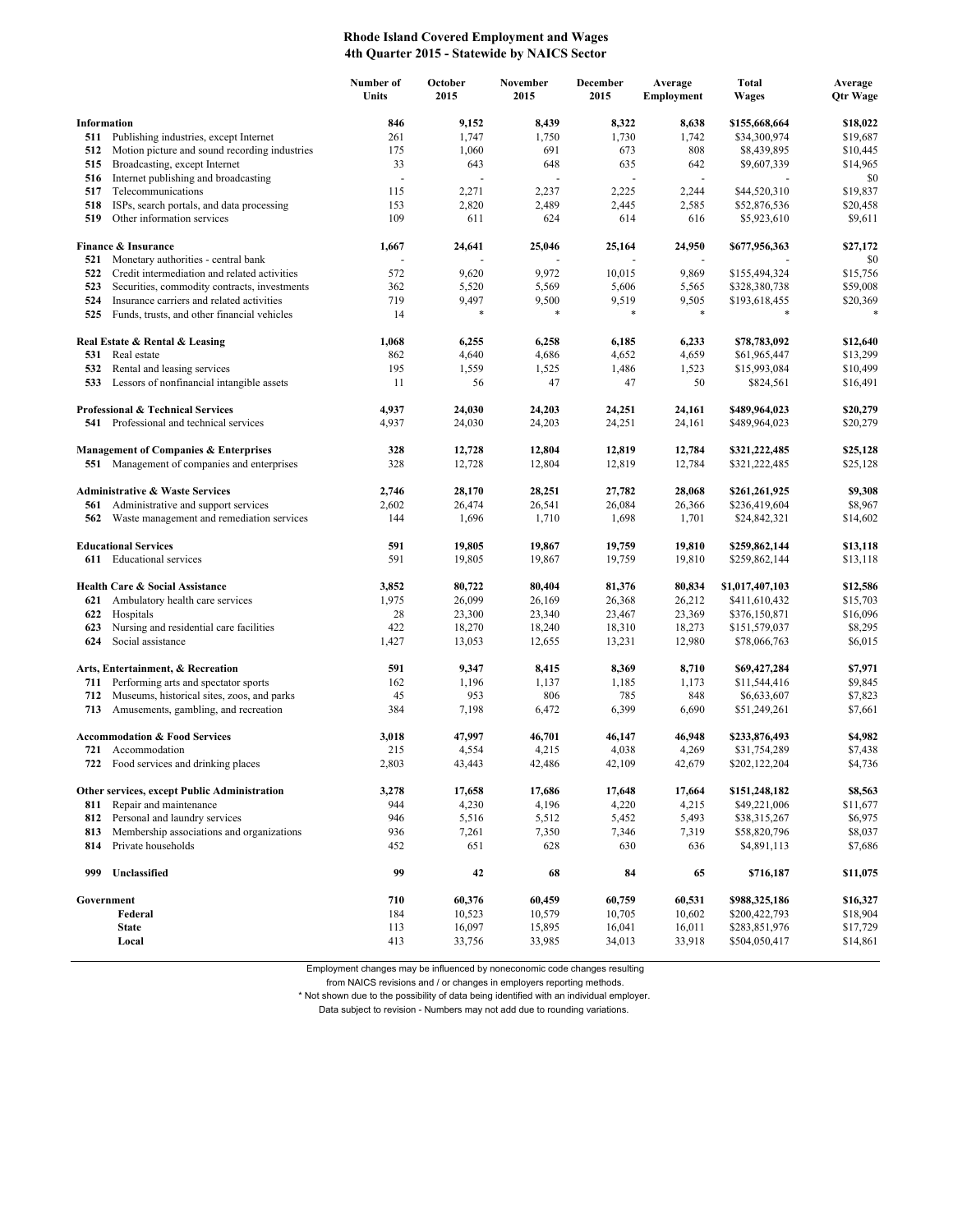**Rhode Island Covered Employment and Wages**
**4th Quarter 2015 - Statewide by NAICS Sector**

| | | Number of Units | October 2015 | November 2015 | December 2015 | Average Employment | Total Wages | Average Qtr Wage |
|---|---|---|---|---|---|---|---|---|
| **Information** | | **846** | **9,152** | **8,439** | **8,322** | **8,638** | **$155,668,664** | **$18,022** |
| 511 | Publishing industries, except Internet | 261 | 1,747 | 1,750 | 1,730 | 1,742 | $34,300,974 | $19,687 |
| 512 | Motion picture and sound recording industries | 175 | 1,060 | 691 | 673 | 808 | $8,439,895 | $10,445 |
| 515 | Broadcasting, except Internet | 33 | 643 | 648 | 635 | 642 | $9,607,339 | $14,965 |
| 516 | Internet publishing and broadcasting | - | - | - | - | - | - | $0 |
| 517 | Telecommunications | 115 | 2,271 | 2,237 | 2,225 | 2,244 | $44,520,310 | $19,837 |
| 518 | ISPs, search portals, and data processing | 153 | 2,820 | 2,489 | 2,445 | 2,585 | $52,876,536 | $20,458 |
| 519 | Other information services | 109 | 611 | 624 | 614 | 616 | $5,923,610 | $9,611 |
| **Finance & Insurance** | | **1,667** | **24,641** | **25,046** | **25,164** | **24,950** | **$677,956,363** | **$27,172** |
| 521 | Monetary authorities - central bank | - | - | - | - | - | - | $0 |
| 522 | Credit intermediation and related activities | 572 | 9,620 | 9,972 | 10,015 | 9,869 | $155,494,324 | $15,756 |
| 523 | Securities, commodity contracts, investments | 362 | 5,520 | 5,569 | 5,606 | 5,565 | $328,380,738 | $59,008 |
| 524 | Insurance carriers and related activities | 719 | 9,497 | 9,500 | 9,519 | 9,505 | $193,618,455 | $20,369 |
| 525 | Funds, trusts, and other financial vehicles | 14 | * | * | * | * | * | * |
| **Real Estate & Rental & Leasing** | | **1,068** | **6,255** | **6,258** | **6,185** | **6,233** | **$78,783,092** | **$12,640** |
| 531 | Real estate | 862 | 4,640 | 4,686 | 4,652 | 4,659 | $61,965,447 | $13,299 |
| 532 | Rental and leasing services | 195 | 1,559 | 1,525 | 1,486 | 1,523 | $15,993,084 | $10,499 |
| 533 | Lessors of nonfinancial intangible assets | 11 | 56 | 47 | 47 | 50 | $824,561 | $16,491 |
| **Professional & Technical Services** | | **4,937** | **24,030** | **24,203** | **24,251** | **24,161** | **$489,964,023** | **$20,279** |
| 541 | Professional and technical services | 4,937 | 24,030 | 24,203 | 24,251 | 24,161 | $489,964,023 | $20,279 |
| **Management of Companies & Enterprises** | | **328** | **12,728** | **12,804** | **12,819** | **12,784** | **$321,222,485** | **$25,128** |
| 551 | Management of companies and enterprises | 328 | 12,728 | 12,804 | 12,819 | 12,784 | $321,222,485 | $25,128 |
| **Administrative & Waste Services** | | **2,746** | **28,170** | **28,251** | **27,782** | **28,068** | **$261,261,925** | **$9,308** |
| 561 | Administrative and support services | 2,602 | 26,474 | 26,541 | 26,084 | 26,366 | $236,419,604 | $8,967 |
| 562 | Waste management and remediation services | 144 | 1,696 | 1,710 | 1,698 | 1,701 | $24,842,321 | $14,602 |
| **Educational Services** | | **591** | **19,805** | **19,867** | **19,759** | **19,810** | **$259,862,144** | **$13,118** |
| 611 | Educational services | 591 | 19,805 | 19,867 | 19,759 | 19,810 | $259,862,144 | $13,118 |
| **Health Care & Social Assistance** | | **3,852** | **80,722** | **80,404** | **81,376** | **80,834** | **$1,017,407,103** | **$12,586** |
| 621 | Ambulatory health care services | 1,975 | 26,099 | 26,169 | 26,368 | 26,212 | $411,610,432 | $15,703 |
| 622 | Hospitals | 28 | 23,300 | 23,340 | 23,467 | 23,369 | $376,150,871 | $16,096 |
| 623 | Nursing and residential care facilities | 422 | 18,270 | 18,240 | 18,310 | 18,273 | $151,579,037 | $8,295 |
| 624 | Social assistance | 1,427 | 13,053 | 12,655 | 13,231 | 12,980 | $78,066,763 | $6,015 |
| **Arts, Entertainment, & Recreation** | | **591** | **9,347** | **8,415** | **8,369** | **8,710** | **$69,427,284** | **$7,971** |
| 711 | Performing arts and spectator sports | 162 | 1,196 | 1,137 | 1,185 | 1,173 | $11,544,416 | $9,845 |
| 712 | Museums, historical sites, zoos, and parks | 45 | 953 | 806 | 785 | 848 | $6,633,607 | $7,823 |
| 713 | Amusements, gambling, and recreation | 384 | 7,198 | 6,472 | 6,399 | 6,690 | $51,249,261 | $7,661 |
| **Accommodation & Food Services** | | **3,018** | **47,997** | **46,701** | **46,147** | **46,948** | **$233,876,493** | **$4,982** |
| 721 | Accommodation | 215 | 4,554 | 4,215 | 4,038 | 4,269 | $31,754,289 | $7,438 |
| 722 | Food services and drinking places | 2,803 | 43,443 | 42,486 | 42,109 | 42,679 | $202,122,204 | $4,736 |
| **Other services, except Public Administration** | | **3,278** | **17,658** | **17,686** | **17,648** | **17,664** | **$151,248,182** | **$8,563** |
| 811 | Repair and maintenance | 944 | 4,230 | 4,196 | 4,220 | 4,215 | $49,221,006 | $11,677 |
| 812 | Personal and laundry services | 946 | 5,516 | 5,512 | 5,452 | 5,493 | $38,315,267 | $6,975 |
| 813 | Membership associations and organizations | 936 | 7,261 | 7,350 | 7,346 | 7,319 | $58,820,796 | $8,037 |
| 814 | Private households | 452 | 651 | 628 | 630 | 636 | $4,891,113 | $7,686 |
| **999** | **Unclassified** | **99** | **42** | **68** | **84** | **65** | **$716,187** | **$11,075** |
| **Government** | | **710** | **60,376** | **60,459** | **60,759** | **60,531** | **$988,325,186** | **$16,327** |
| | **Federal** | 184 | 10,523 | 10,579 | 10,705 | 10,602 | $200,422,793 | $18,904 |
| | **State** | 113 | 16,097 | 15,895 | 16,041 | 16,011 | $283,851,976 | $17,729 |
| | **Local** | 413 | 33,756 | 33,985 | 34,013 | 33,918 | $504,050,417 | $14,861 |

Employment changes may be influenced by noneconomic code changes resulting from NAICS revisions and / or changes in employers reporting methods.

* Not shown due to the possibility of data being identified with an individual employer.

Data subject to revision - Numbers may not add due to rounding variations.